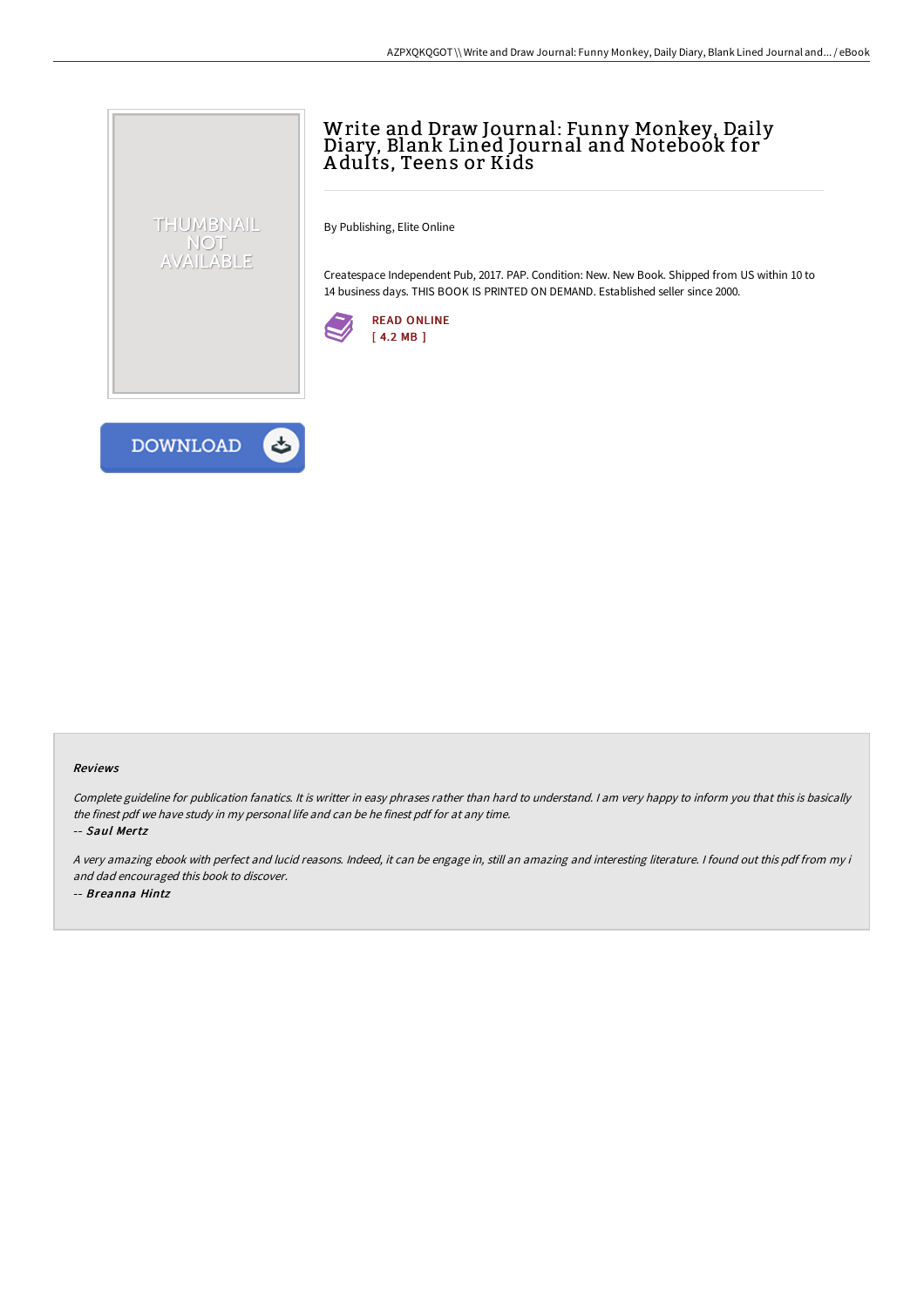# Write and Draw Journal: Funny Monkey, Daily Diary, Blank Lined Journal and Notebook for Adults, Teens or Kids

By Publishing, Elite Online

Createspace Independent Pub, 2017. PAP. Condition: New. New Book. Shipped from US within 10 to 14 business days. THIS BOOK IS PRINTED ON DEMAND. Established seller since 2000.

READ ONLINE
[ 4.2 MB ]

DOWNLOAD

#### Reviews

*Complete guideline for publication fanatics. It is writter in easy phrases rather than hard to understand. I am very happy to inform you that this is basically the finest pdf we have study in my personal life and can be he finest pdf for at any time.*

-- ***Saul Mertz***

*A very amazing ebook with perfect and lucid reasons. Indeed, it can be engage in, still an amazing and interesting literature. I found out this pdf from my i and dad encouraged this book to discover.*

-- ***Breanna Hintz***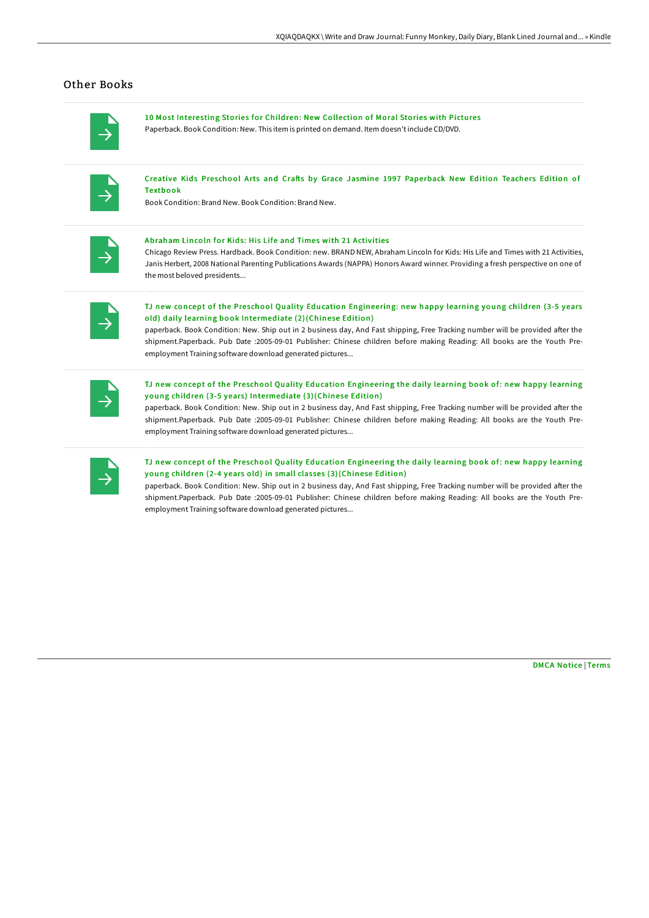## Other Books

**10 Most Interesting Stories for Children: New Collection of Moral Stories with Pictures**

Paperback. Book Condition: New. This item is printed on demand. Item doesn't include CD/DVD.

**Creative Kids Preschool Arts and Crafts by Grace Jasmine 1997 Paperback New Edition Teachers Edition of Textbook**

Book Condition: Brand New. Book Condition: Brand New.

**Abraham Lincoln for Kids: His Life and Times with 21 Activities**

Chicago Review Press. Hardback. Book Condition: new. BRAND NEW, Abraham Lincoln for Kids: His Life and Times with 21 Activities, Janis Herbert, 2008 National Parenting Publications Awards (NAPPA) Honors Award winner. Providing a fresh perspective on one of the most beloved presidents...

**TJ new concept of the Preschool Quality Education Engineering: new happy learning young children (3-5 years old) daily learning book Intermediate (2)(Chinese Edition)**

paperback. Book Condition: New. Ship out in 2 business day, And Fast shipping, Free Tracking number will be provided after the shipment.Paperback. Pub Date :2005-09-01 Publisher: Chinese children before making Reading: All books are the Youth Pre-employment Training software download generated pictures...

**TJ new concept of the Preschool Quality Education Engineering the daily learning book of: new happy learning young children (3-5 years) Intermediate (3)(Chinese Edition)**

paperback. Book Condition: New. Ship out in 2 business day, And Fast shipping, Free Tracking number will be provided after the shipment.Paperback. Pub Date :2005-09-01 Publisher: Chinese children before making Reading: All books are the Youth Pre-employment Training software download generated pictures...

**TJ new concept of the Preschool Quality Education Engineering the daily learning book of: new happy learning young children (2-4 years old) in small classes (3)(Chinese Edition)**

paperback. Book Condition: New. Ship out in 2 business day, And Fast shipping, Free Tracking number will be provided after the shipment.Paperback. Pub Date :2005-09-01 Publisher: Chinese children before making Reading: All books are the Youth Pre-employment Training software download generated pictures...